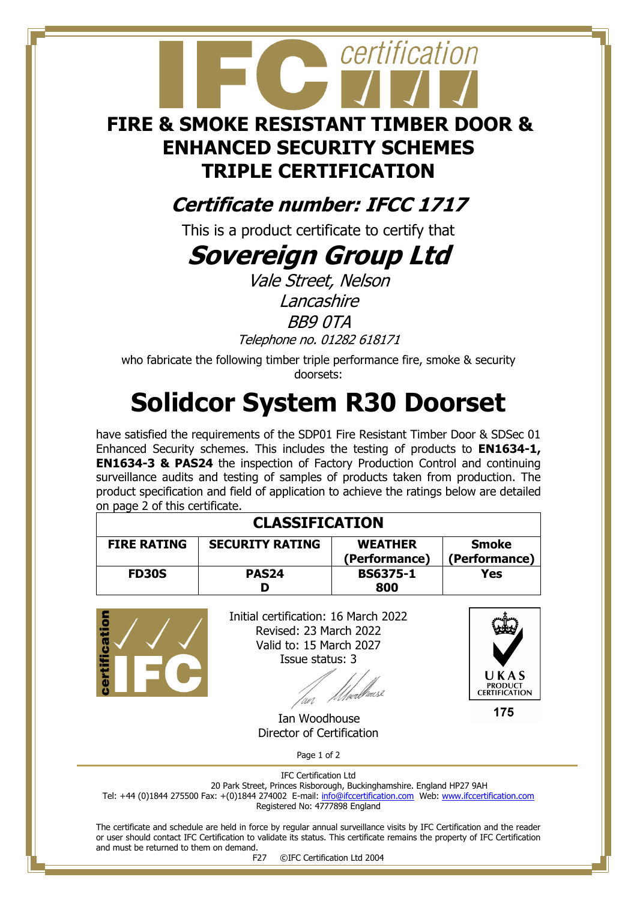# FIRE & SMOKE RESISTANT TIMBER DOOR & ENHANCED SECURITY SCHEMES TRIPLE CERTIFICATION

## *Certificate number: IFCC 1717*

This is a product certificate to certify that

# *Sovereign Group Ltd*

*Vale Street, Nelson*
*Lancashire*
*BB9 0TA*
*Telephone no. 01282 618171*

who fabricate the following timber triple performance fire, smoke & security doorsets:

# Solidcor System R30 Doorset

have satisfied the requirements of the SDP01 Fire Resistant Timber Door & SDSec 01 Enhanced Security schemes. This includes the testing of products to **EN1634-1, EN1634-3 & PAS24** the inspection of Factory Production Control and continuing surveillance audits and testing of samples of products taken from production. The product specification and field of application to achieve the ratings below are detailed on page 2 of this certificate.

| CLASSIFICATION | | | |
|---|---|---|---|
| **FIRE RATING** | **SECURITY RATING** | **WEATHER (Performance)** | **Smoke (Performance)** |
| **FD30S** | **PAS24 D** | **BS6375-1 800** | **Yes** |

Initial certification: 16 March 2022
Revised: 23 March 2022
Valid to: 15 March 2027
Issue status: 3

Ian Woodhouse
Director of Certification

UKAS PRODUCT CERTIFICATION 175

IFC Certification Ltd
20 Park Street, Princes Risborough, Buckinghamshire. England HP27 9AH
Tel: +44 (0)1844 275500 Fax: +(0)1844 274002 E-mail: info@ifccertification.com Web: www.ifccertification.com
Registered No: 4777898 England

The certificate and schedule are held in force by regular annual surveillance visits by IFC Certification and the reader or user should contact IFC Certification to validate its status. This certificate remains the property of IFC Certification and must be returned to them on demand.

F27 ©IFC Certification Ltd 2004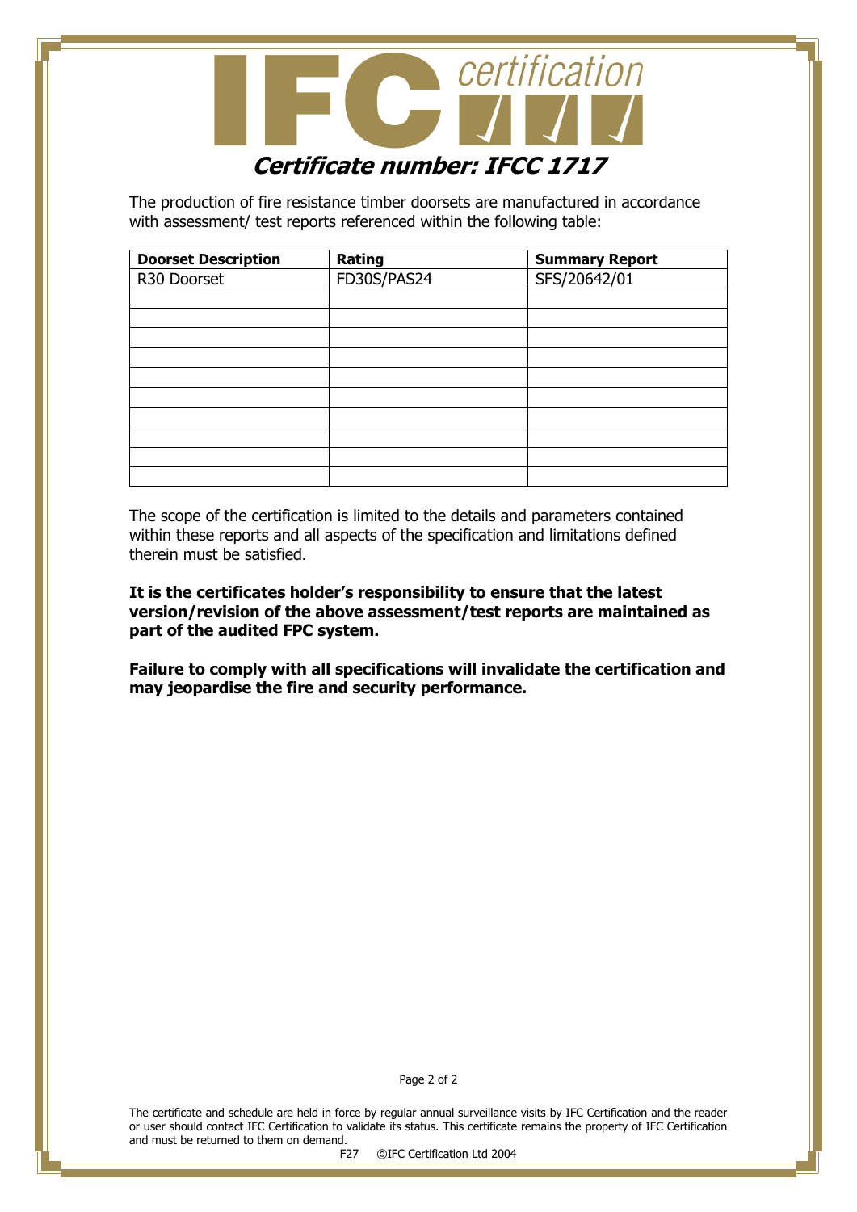**Certificate number: IFCC 1717**

The production of fire resistance timber doorsets are manufactured in accordance with assessment/ test reports referenced within the following table:

| Doorset Description | Rating | Summary Report |
|---|---|---|
| R30 Doorset | FD30S/PAS24 | SFS/20642/01 |
| | | |
| | | |
| | | |
| | | |
| | | |
| | | |
| | | |
| | | |
| | | |
| | | |

The scope of the certification is limited to the details and parameters contained within these reports and all aspects of the specification and limitations defined therein must be satisfied.

**It is the certificates holder's responsibility to ensure that the latest version/revision of the above assessment/test reports are maintained as part of the audited FPC system.**

**Failure to comply with all specifications will invalidate the certification and may jeopardise the fire and security performance.**

The certificate and schedule are held in force by regular annual surveillance visits by IFC Certification and the reader or user should contact IFC Certification to validate its status. This certificate remains the property of IFC Certification and must be returned to them on demand.

F27 ©IFC Certification Ltd 2004